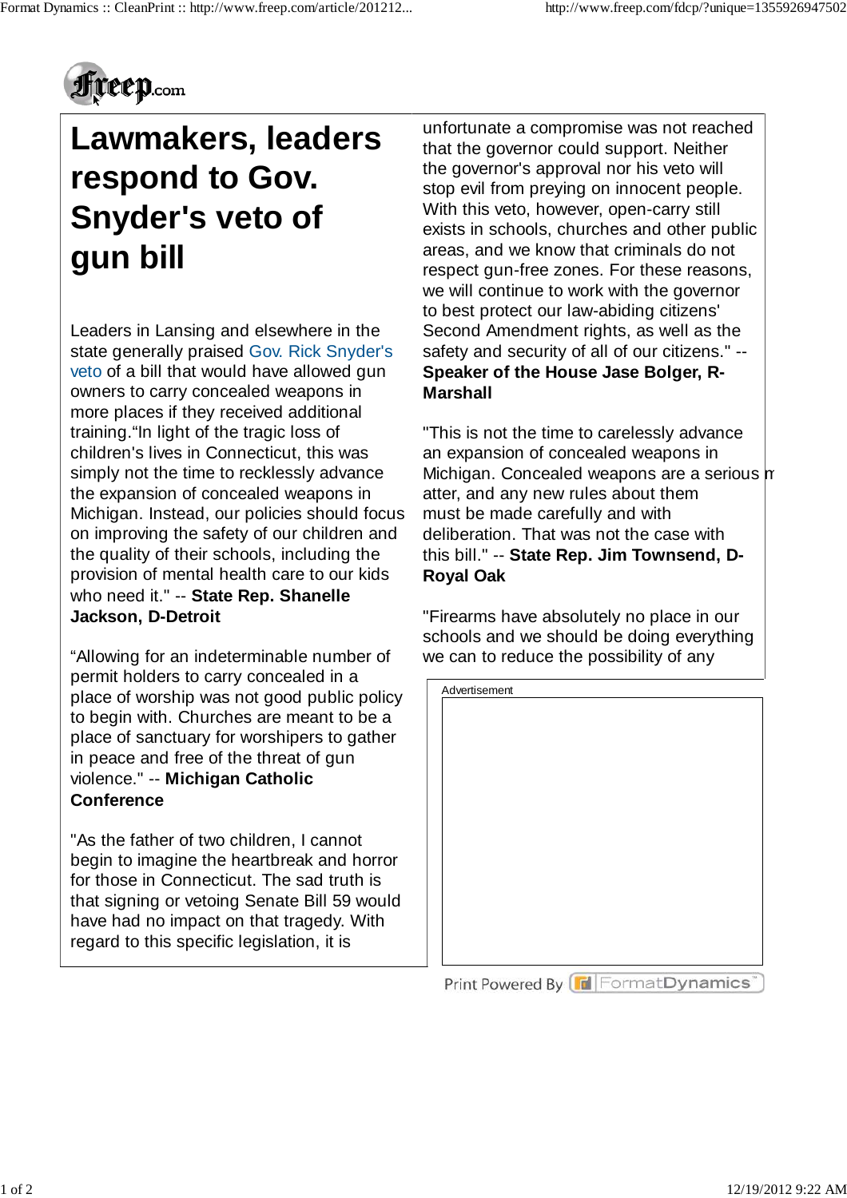# Lawmakers, leaders respond to Gov. Snyder's veto of gun bill

Leaders in Lansing and elsewhere in the state generally praised Gov. Rick Snyder's veto of a bill that would have allowed gun owners to carry concealed weapons in more places if they received additional training."In light of the tragic loss of children's lives in Connecticut, this was simply not the time to recklessly advance the expansion of concealed weapons in Michigan. Instead, our policies should focus on improving the safety of our children and the quality of their schools, including the provision of mental health care to our kids who need it." -- **State Rep. Shanelle Jackson, D-Detroit**

"Allowing for an indeterminable number of permit holders to carry concealed in a place of worship was not good public policy to begin with. Churches are meant to be a place of sanctuary for worshipers to gather in peace and free of the threat of gun violence." -- **Michigan Catholic Conference**

"As the father of two children, I cannot begin to imagine the heartbreak and horror for those in Connecticut. The sad truth is that signing or vetoing Senate Bill 59 would have had no impact on that tragedy. With regard to this specific legislation, it is unfortunate a compromise was not reached that the governor could support. Neither the governor's approval nor his veto will stop evil from preying on innocent people. With this veto, however, open-carry still exists in schools, churches and other public areas, and we know that criminals do not respect gun-free zones. For these reasons, we will continue to work with the governor to best protect our law-abiding citizens' Second Amendment rights, as well as the safety and security of all of our citizens." -- **Speaker of the House Jase Bolger, R-Marshall**

"This is not the time to carelessly advance an expansion of concealed weapons in Michigan. Concealed weapons are a serious matter, and any new rules about them must be made carefully and with deliberation. That was not the case with this bill." -- **State Rep. Jim Townsend, D-Royal Oak**

"Firearms have absolutely no place in our schools and we should be doing everything we can to reduce the possibility of any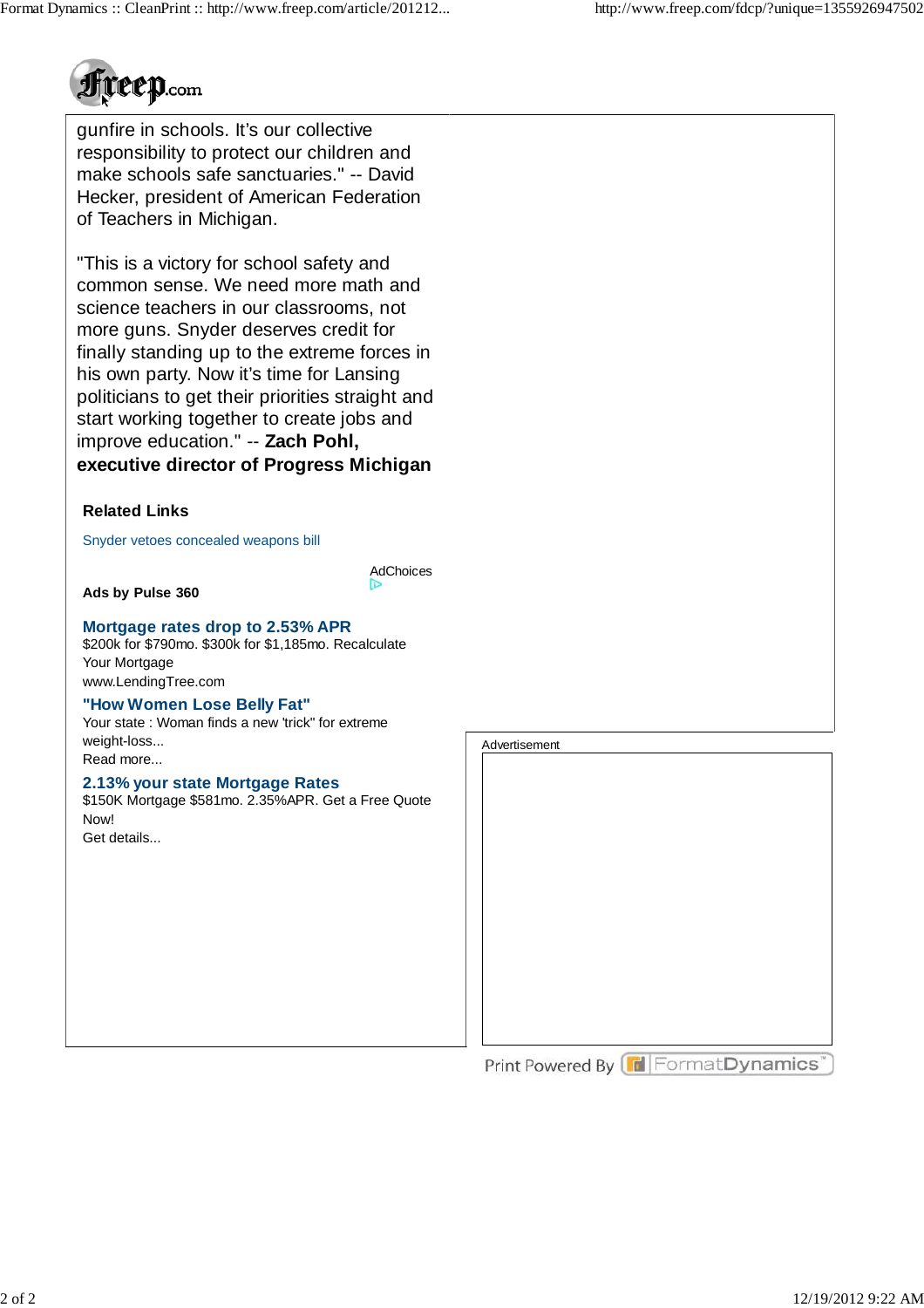gunfire in schools. It's our collective responsibility to protect our children and make schools safe sanctuaries." -- David Hecker, president of American Federation of Teachers in Michigan.

"This is a victory for school safety and common sense. We need more math and science teachers in our classrooms, not more guns. Snyder deserves credit for finally standing up to the extreme forces in his own party. Now it's time for Lansing politicians to get their priorities straight and start working together to create jobs and improve education." -- **Zach Pohl, executive director of Progress Michigan**

**Related Links**

Snyder vetoes concealed weapons bill

AdChoices

**Ads by Pulse 360**

**Mortgage rates drop to 2.53% APR**
$200k for $790mo. $300k for $1,185mo. Recalculate Your Mortgage
www.LendingTree.com

**"How Women Lose Belly Fat"**
Your state : Woman finds a new 'trick" for extreme weight-loss...
Read more...

**2.13% your state Mortgage Rates**
$150K Mortgage $581mo. 2.35%APR. Get a Free Quote Now!
Get details...

Advertisement